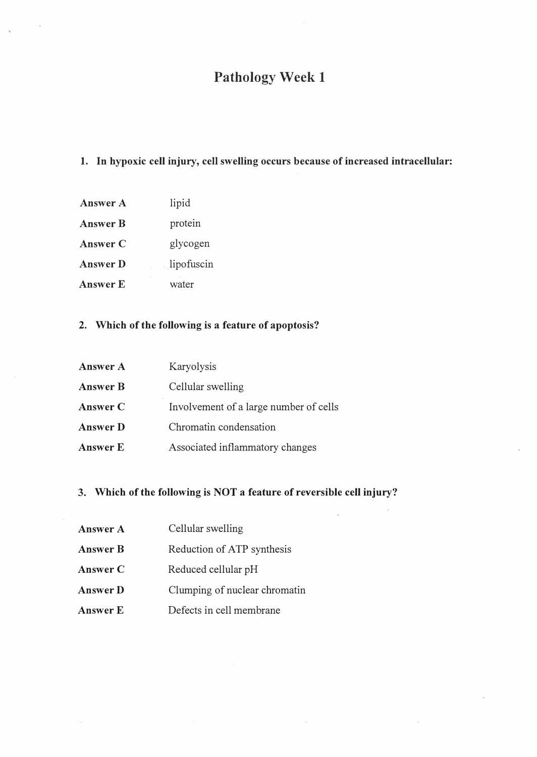# Pathology Week 1

**1. In hypoxic cell injury, cell swelling occurs because of increased intracellular:**

| | |
|---|---|
| **Answer A** | lipid |
| **Answer B** | protein |
| **Answer C** | glycogen |
| **Answer D** | lipofuscin |
| **Answer E** | water |

**2. Which of the following is a feature of apoptosis?**

| | |
|---|---|
| **Answer A** | Karyolysis |
| **Answer B** | Cellular swelling |
| **Answer C** | Involvement of a large number of cells |
| **Answer D** | Chromatin condensation |
| **Answer E** | Associated inflammatory changes |

**3. Which of the following is NOT a feature of reversible cell injury?**

| | |
|---|---|
| **Answer A** | Cellular swelling |
| **Answer B** | Reduction of ATP synthesis |
| **Answer C** | Reduced cellular pH |
| **Answer D** | Clumping of nuclear chromatin |
| **Answer E** | Defects in cell membrane |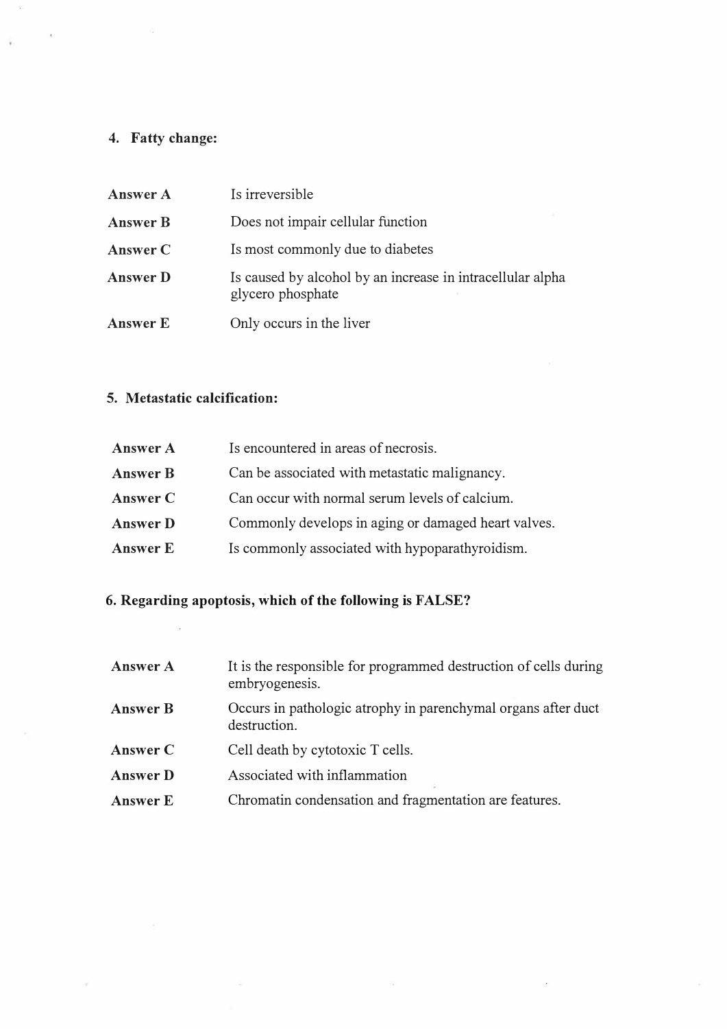**4. Fatty change:**

| | |
|---|---|
| **Answer A** | Is irreversible |
| **Answer B** | Does not impair cellular function |
| **Answer C** | Is most commonly due to diabetes |
| **Answer D** | Is caused by alcohol by an increase in intracellular alpha glycero phosphate |
| **Answer E** | Only occurs in the liver |

**5. Metastatic calcification:**

| | |
|---|---|
| **Answer A** | Is encountered in areas of necrosis. |
| **Answer B** | Can be associated with metastatic malignancy. |
| **Answer C** | Can occur with normal serum levels of calcium. |
| **Answer D** | Commonly develops in aging or damaged heart valves. |
| **Answer E** | Is commonly associated with hypoparathyroidism. |

**6. Regarding apoptosis, which of the following is FALSE?**

| | |
|---|---|
| **Answer A** | It is the responsible for programmed destruction of cells during embryogenesis. |
| **Answer B** | Occurs in pathologic atrophy in parenchymal organs after duct destruction. |
| **Answer C** | Cell death by cytotoxic T cells. |
| **Answer D** | Associated with inflammation |
| **Answer E** | Chromatin condensation and fragmentation are features. |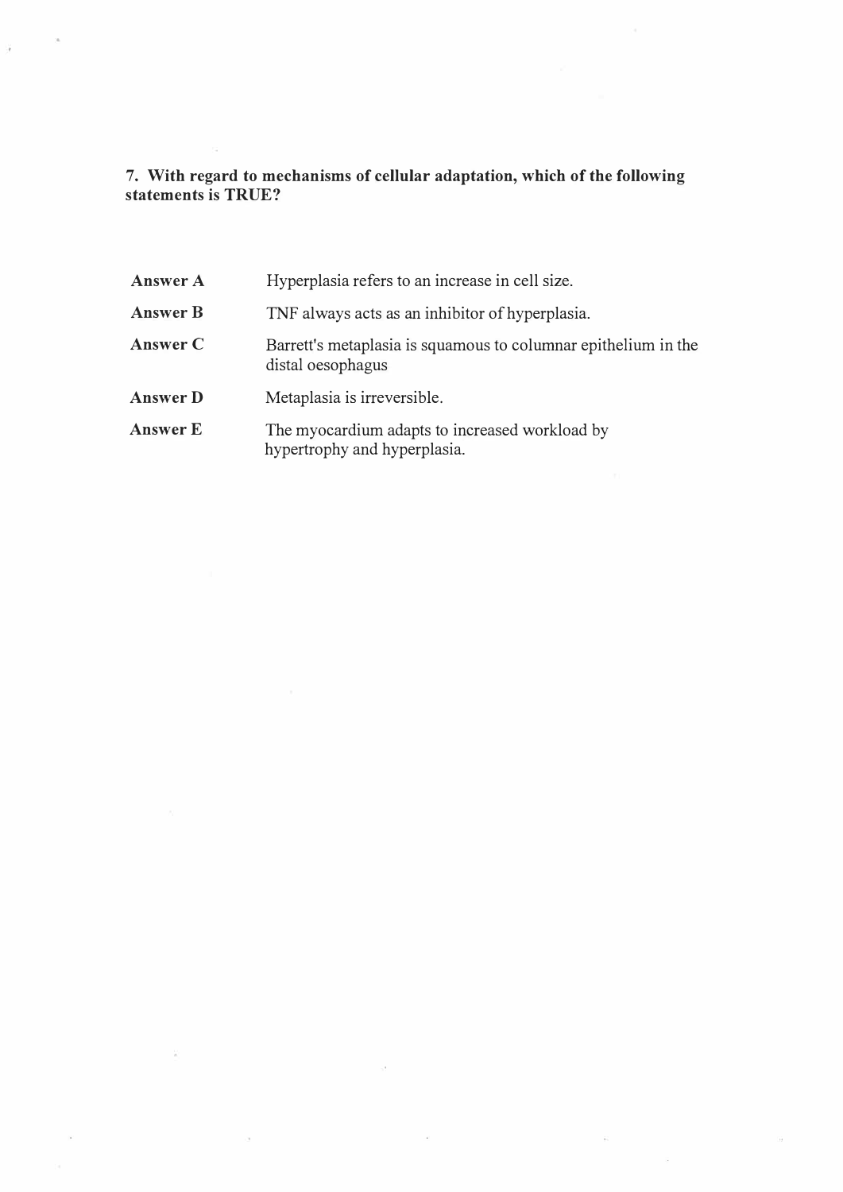**7. With regard to mechanisms of cellular adaptation, which of the following statements is TRUE?**

| | |
|---|---|
| **Answer A** | Hyperplasia refers to an increase in cell size. |
| **Answer B** | TNF always acts as an inhibitor of hyperplasia. |
| **Answer C** | Barrett's metaplasia is squamous to columnar epithelium in the distal oesophagus |
| **Answer D** | Metaplasia is irreversible. |
| **Answer E** | The myocardium adapts to increased workload by hypertrophy and hyperplasia. |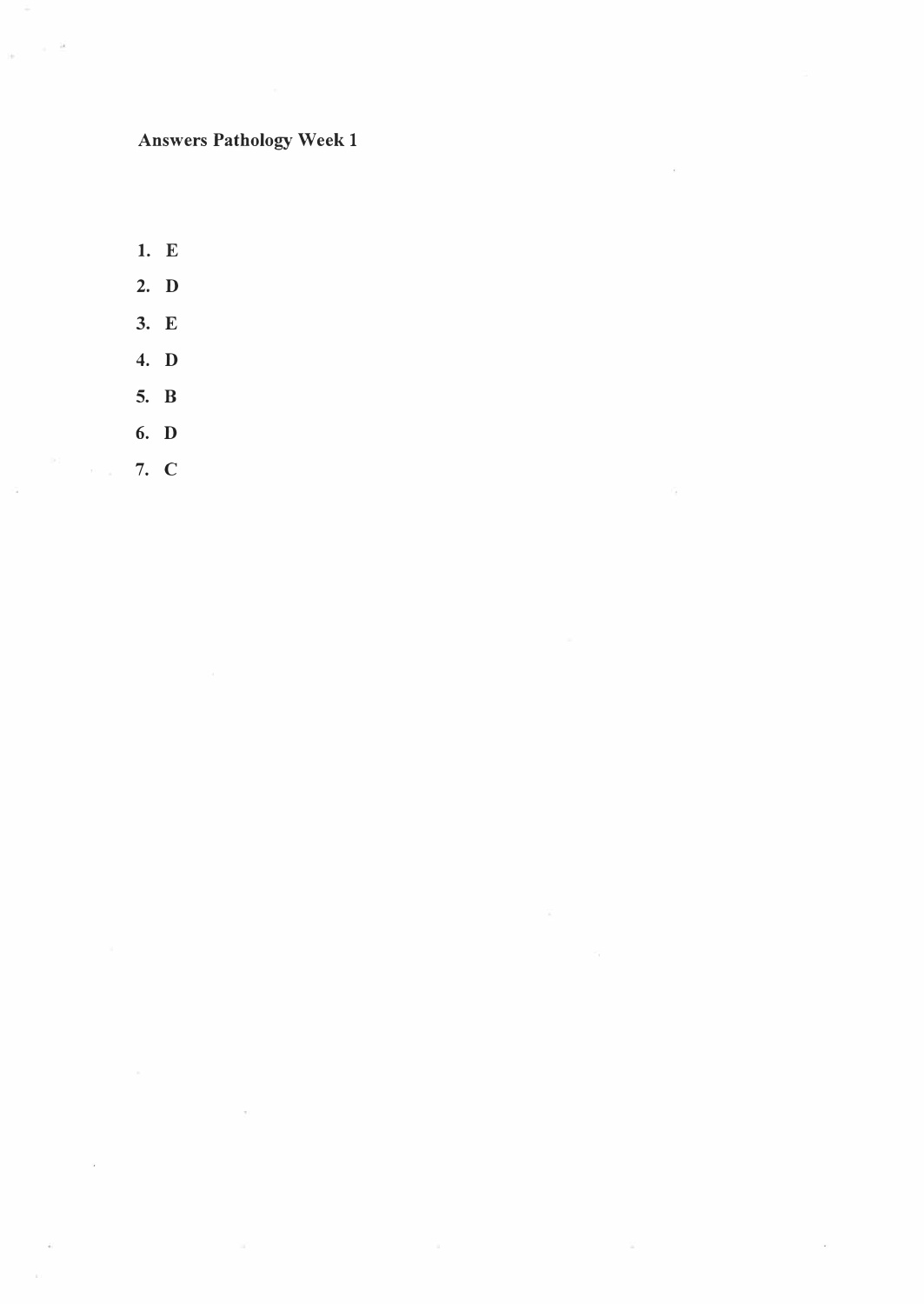**Answers Pathology Week 1**

1. **E**
2. **D**
3. **E**
4. **D**
5. **B**
6. **D**
7. **C**